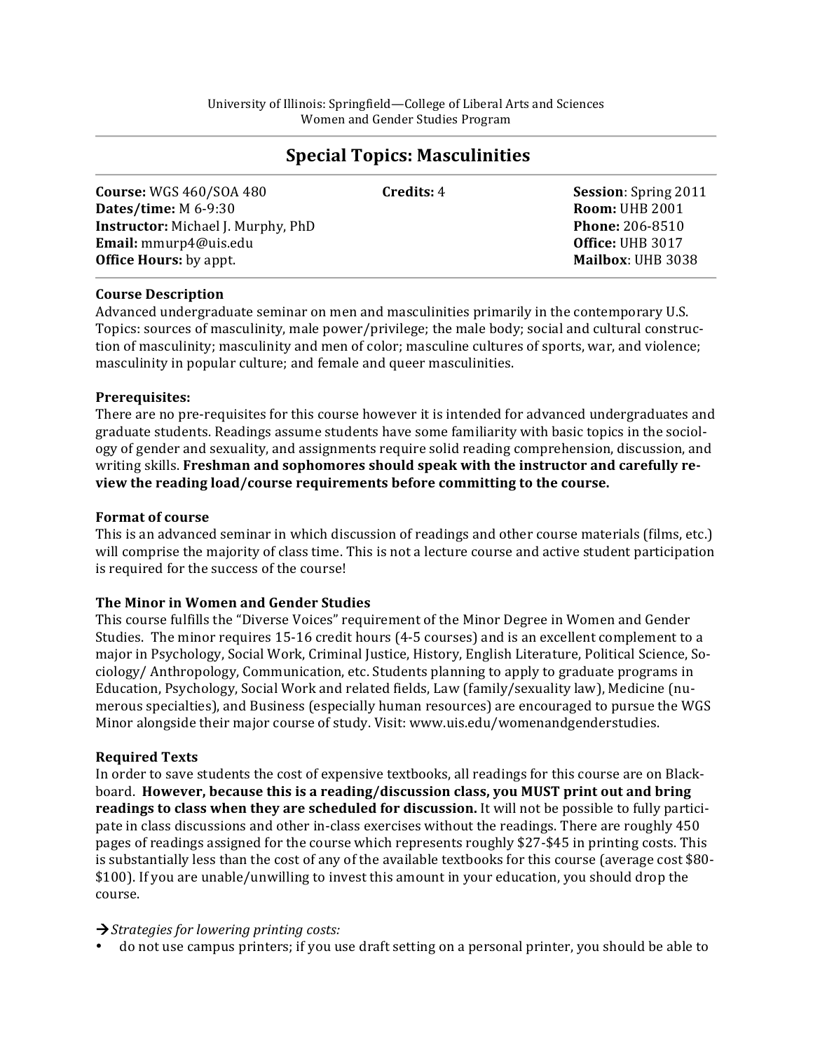University of Illinois: Springfield—College of Liberal Arts and Sciences
Women and Gender Studies Program

# Special Topics: Masculinities

**Course:** WGS 460/SOA 480  
**Credits:** 4  
**Session**: Spring 2011  
**Dates/time:** M 6-9:30  
**Room:** UHB 2001  
**Instructor:** Michael J. Murphy, PhD  
**Phone:** 206-8510  
**Email:** mmurp4@uis.edu  
**Office:** UHB 3017  
**Office Hours:** by appt.  
**Mailbox**: UHB 3038

**Course Description**

Advanced undergraduate seminar on men and masculinities primarily in the contemporary U.S. Topics: sources of masculinity, male power/privilege; the male body; social and cultural construction of masculinity; masculinity and men of color; masculine cultures of sports, war, and violence; masculinity in popular culture; and female and queer masculinities.

**Prerequisites:**

There are no pre-requisites for this course however it is intended for advanced undergraduates and graduate students. Readings assume students have some familiarity with basic topics in the sociology of gender and sexuality, and assignments require solid reading comprehension, discussion, and writing skills. **Freshman and sophomores should speak with the instructor and carefully review the reading load/course requirements before committing to the course.**

**Format of course**

This is an advanced seminar in which discussion of readings and other course materials (films, etc.) will comprise the majority of class time. This is not a lecture course and active student participation is required for the success of the course!

**The Minor in Women and Gender Studies**

This course fulfills the "Diverse Voices" requirement of the Minor Degree in Women and Gender Studies. The minor requires 15-16 credit hours (4-5 courses) and is an excellent complement to a major in Psychology, Social Work, Criminal Justice, History, English Literature, Political Science, Sociology/ Anthropology, Communication, etc. Students planning to apply to graduate programs in Education, Psychology, Social Work and related fields, Law (family/sexuality law), Medicine (numerous specialties), and Business (especially human resources) are encouraged to pursue the WGS Minor alongside their major course of study. Visit: www.uis.edu/womenandgenderstudies.

**Required Texts**

In order to save students the cost of expensive textbooks, all readings for this course are on Blackboard. **However, because this is a reading/discussion class, you MUST print out and bring readings to class when they are scheduled for discussion.** It will not be possible to fully participate in class discussions and other in-class exercises without the readings. There are roughly 450 pages of readings assigned for the course which represents roughly $27-$45 in printing costs. This is substantially less than the cost of any of the available textbooks for this course (average cost $80-$100). If you are unable/unwilling to invest this amount in your education, you should drop the course.

→ *Strategies for lowering printing costs:*

- do not use campus printers; if you use draft setting on a personal printer, you should be able to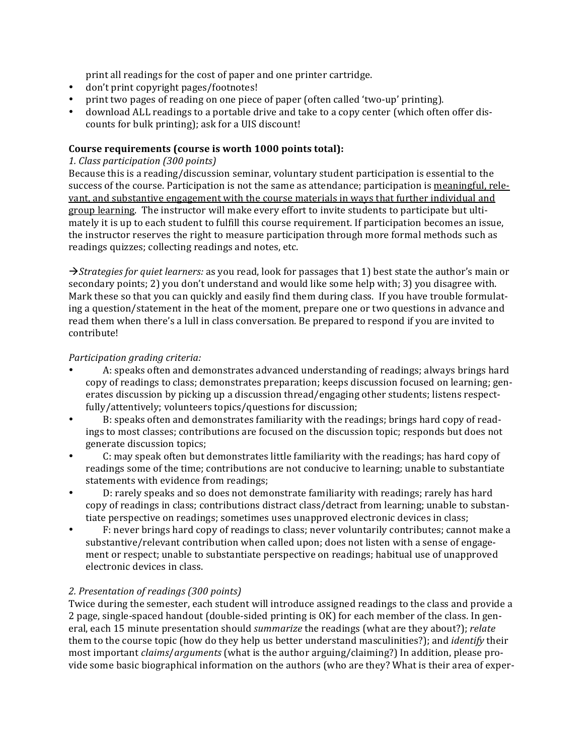print all readings for the cost of paper and one printer cartridge.

- don't print copyright pages/footnotes!
- print two pages of reading on one piece of paper (often called 'two-up' printing).
- download ALL readings to a portable drive and take to a copy center (which often offer discounts for bulk printing); ask for a UIS discount!

**Course requirements (course is worth 1000 points total):**

*1. Class participation (300 points)*

Because this is a reading/discussion seminar, voluntary student participation is essential to the success of the course. Participation is not the same as attendance; participation is <u>meaningful, relevant, and substantive engagement with the course materials in ways that further individual and group learning</u>. The instructor will make every effort to invite students to participate but ultimately it is up to each student to fulfill this course requirement. If participation becomes an issue, the instructor reserves the right to measure participation through more formal methods such as readings quizzes; collecting readings and notes, etc.

→*Strategies for quiet learners:* as you read, look for passages that 1) best state the author's main or secondary points; 2) you don't understand and would like some help with; 3) you disagree with. Mark these so that you can quickly and easily find them during class. If you have trouble formulating a question/statement in the heat of the moment, prepare one or two questions in advance and read them when there's a lull in class conversation. Be prepared to respond if you are invited to contribute!

*Participation grading criteria:*

- A: speaks often and demonstrates advanced understanding of readings; always brings hard copy of readings to class; demonstrates preparation; keeps discussion focused on learning; generates discussion by picking up a discussion thread/engaging other students; listens respectfully/attentively; volunteers topics/questions for discussion;
- B: speaks often and demonstrates familiarity with the readings; brings hard copy of readings to most classes; contributions are focused on the discussion topic; responds but does not generate discussion topics;
- C: may speak often but demonstrates little familiarity with the readings; has hard copy of readings some of the time; contributions are not conducive to learning; unable to substantiate statements with evidence from readings;
- D: rarely speaks and so does not demonstrate familiarity with readings; rarely has hard copy of readings in class; contributions distract class/detract from learning; unable to substantiate perspective on readings; sometimes uses unapproved electronic devices in class;
- F: never brings hard copy of readings to class; never voluntarily contributes; cannot make a substantive/relevant contribution when called upon; does not listen with a sense of engagement or respect; unable to substantiate perspective on readings; habitual use of unapproved electronic devices in class.

*2. Presentation of readings (300 points)*

Twice during the semester, each student will introduce assigned readings to the class and provide a 2 page, single-spaced handout (double-sided printing is OK) for each member of the class. In general, each 15 minute presentation should *summarize* the readings (what are they about?); *relate* them to the course topic (how do they help us better understand masculinities?); and *identify* their most important *claims*/*arguments* (what is the author arguing/claiming?) In addition, please provide some basic biographical information on the authors (who are they? What is their area of exper-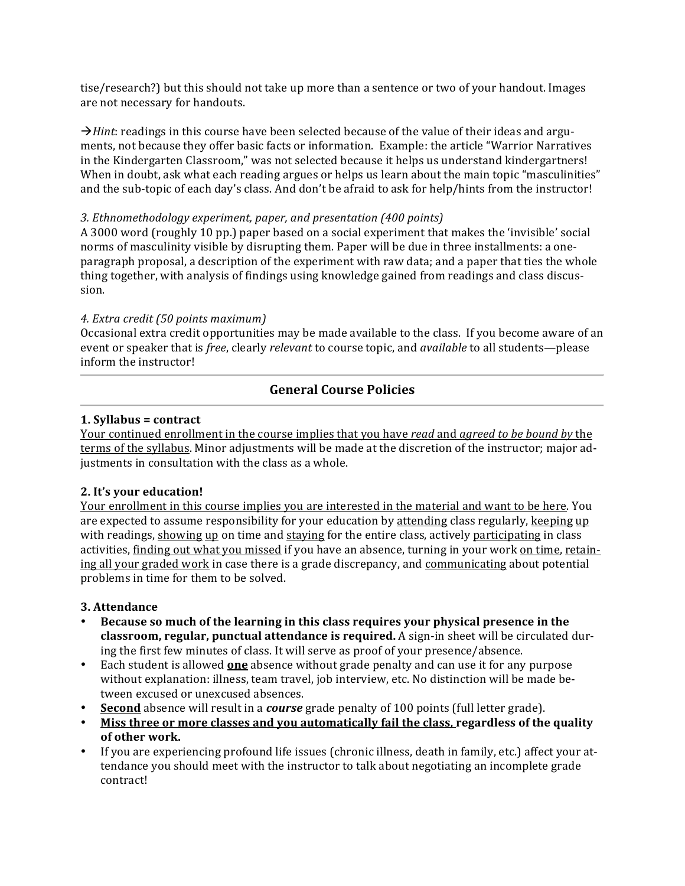tise/research?) but this should not take up more than a sentence or two of your handout. Images are not necessary for handouts.

→*Hint*: readings in this course have been selected because of the value of their ideas and arguments, not because they offer basic facts or information. Example: the article "Warrior Narratives in the Kindergarten Classroom," was not selected because it helps us understand kindergartners! When in doubt, ask what each reading argues or helps us learn about the main topic "masculinities" and the sub-topic of each day's class. And don't be afraid to ask for help/hints from the instructor!

*3. Ethnomethodology experiment, paper, and presentation (400 points)*
A 3000 word (roughly 10 pp.) paper based on a social experiment that makes the 'invisible' social norms of masculinity visible by disrupting them. Paper will be due in three installments: a one-paragraph proposal, a description of the experiment with raw data; and a paper that ties the whole thing together, with analysis of findings using knowledge gained from readings and class discussion.

*4. Extra credit (50 points maximum)*
Occasional extra credit opportunities may be made available to the class. If you become aware of an event or speaker that is *free*, clearly *relevant* to course topic, and *available* to all students—please inform the instructor!

---

## General Course Policies

---

**1. Syllabus = contract**
<u>Your continued enrollment in the course implies that you have *read* and *agreed to be bound by* the terms of the syllabus</u>. Minor adjustments will be made at the discretion of the instructor; major adjustments in consultation with the class as a whole.

**2. It's your education!**
<u>Your enrollment in this course implies you are interested in the material and want to be here</u>. You are expected to assume responsibility for your education by <u>attending</u> class regularly, <u>keeping up</u> with readings, <u>showing up</u> on time and <u>staying</u> for the entire class, actively <u>participating</u> in class activities, <u>finding out what you missed</u> if you have an absence, turning in your work <u>on time</u>, <u>retaining all your graded work</u> in case there is a grade discrepancy, and <u>communicating</u> about potential problems in time for them to be solved.

**3. Attendance**

- **Because so much of the learning in this class requires your physical presence in the classroom, regular, punctual attendance is required.** A sign-in sheet will be circulated during the first few minutes of class. It will serve as proof of your presence/absence.
- Each student is allowed <u>**one**</u> absence without grade penalty and can use it for any purpose without explanation: illness, team travel, job interview, etc. No distinction will be made between excused or unexcused absences.
- <u>**Second**</u> absence will result in a ***course*** grade penalty of 100 points (full letter grade).
- **<u>Miss three or more classes and you automatically fail the class,</u> regardless of the quality of other work.**
- If you are experiencing profound life issues (chronic illness, death in family, etc.) affect your attendance you should meet with the instructor to talk about negotiating an incomplete grade contract!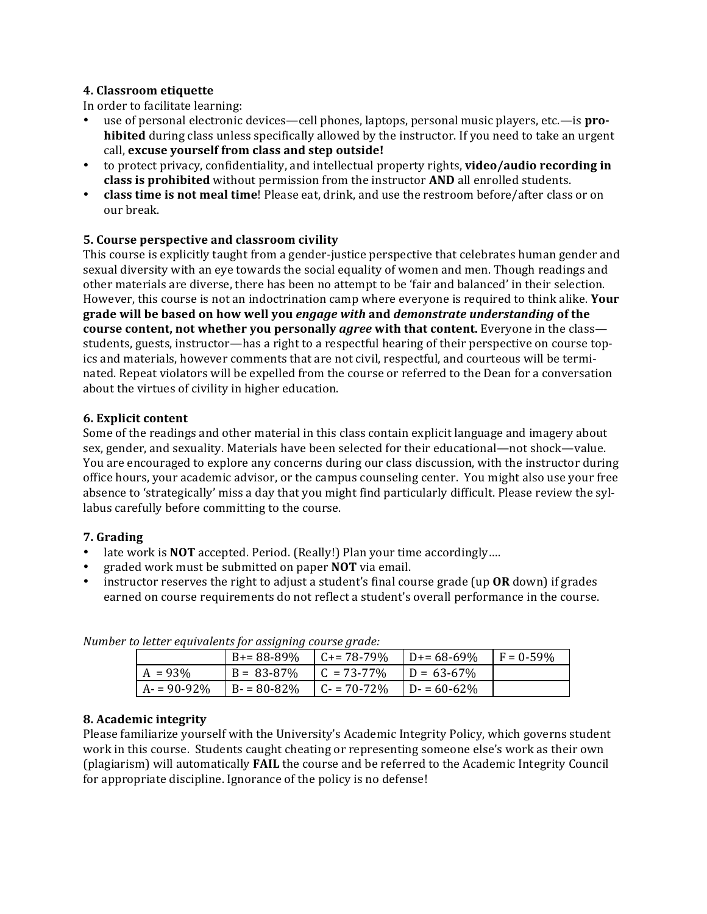**4. Classroom etiquette**

In order to facilitate learning:

- use of personal electronic devices—cell phones, laptops, personal music players, etc.—is **prohibited** during class unless specifically allowed by the instructor. If you need to take an urgent call, **excuse yourself from class and step outside!**
- to protect privacy, confidentiality, and intellectual property rights, **video/audio recording in class is prohibited** without permission from the instructor **AND** all enrolled students.
- **class time is not meal time**! Please eat, drink, and use the restroom before/after class or on our break.

**5. Course perspective and classroom civility**

This course is explicitly taught from a gender-justice perspective that celebrates human gender and sexual diversity with an eye towards the social equality of women and men. Though readings and other materials are diverse, there has been no attempt to be 'fair and balanced' in their selection. However, this course is not an indoctrination camp where everyone is required to think alike. **Your grade will be based on how well you *engage with* and *demonstrate understanding* of the course content, not whether you personally *agree* with that content.** Everyone in the class—students, guests, instructor—has a right to a respectful hearing of their perspective on course topics and materials, however comments that are not civil, respectful, and courteous will be terminated. Repeat violators will be expelled from the course or referred to the Dean for a conversation about the virtues of civility in higher education.

**6. Explicit content**

Some of the readings and other material in this class contain explicit language and imagery about sex, gender, and sexuality. Materials have been selected for their educational—not shock—value. You are encouraged to explore any concerns during our class discussion, with the instructor during office hours, your academic advisor, or the campus counseling center. You might also use your free absence to 'strategically' miss a day that you might find particularly difficult. Please review the syllabus carefully before committing to the course.

**7. Grading**

- late work is **NOT** accepted. Period. (Really!) Plan your time accordingly….
- graded work must be submitted on paper **NOT** via email.
- instructor reserves the right to adjust a student's final course grade (up **OR** down) if grades earned on course requirements do not reflect a student's overall performance in the course.

*Number to letter equivalents for assigning course grade:*

| | B+= 88-89% | C+= 78-79% | D+= 68-69% | F = 0-59% |
|---|---|---|---|---|
| A = 93% | B = 83-87% | C = 73-77% | D = 63-67% | |
| A- = 90-92% | B- = 80-82% | C- = 70-72% | D- = 60-62% | |

**8. Academic integrity**

Please familiarize yourself with the University's Academic Integrity Policy, which governs student work in this course. Students caught cheating or representing someone else's work as their own (plagiarism) will automatically **FAIL** the course and be referred to the Academic Integrity Council for appropriate discipline. Ignorance of the policy is no defense!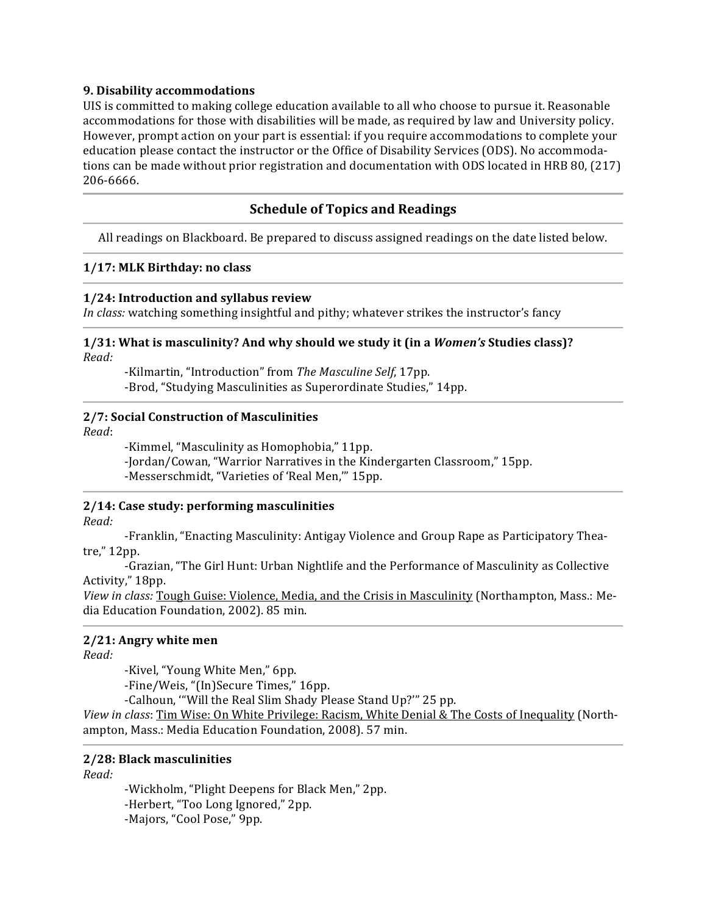**9. Disability accommodations**

UIS is committed to making college education available to all who choose to pursue it. Reasonable accommodations for those with disabilities will be made, as required by law and University policy. However, prompt action on your part is essential: if you require accommodations to complete your education please contact the instructor or the Office of Disability Services (ODS). No accommodations can be made without prior registration and documentation with ODS located in HRB 80, (217) 206-6666.

---

## Schedule of Topics and Readings

All readings on Blackboard. Be prepared to discuss assigned readings on the date listed below.

---

**1/17: MLK Birthday: no class**

---

**1/24: Introduction and syllabus review**

*In class:* watching something insightful and pithy; whatever strikes the instructor's fancy

---

**1/31: What is masculinity? And why should we study it (in a *Women's* Studies class)?**

*Read:*

- Kilmartin, "Introduction" from *The Masculine Self*, 17pp.
- Brod, "Studying Masculinities as Superordinate Studies," 14pp.

---

**2/7: Social Construction of Masculinities**

*Read*:

- Kimmel, "Masculinity as Homophobia," 11pp.
- Jordan/Cowan, "Warrior Narratives in the Kindergarten Classroom," 15pp.
- Messerschmidt, "Varieties of 'Real Men,'" 15pp.

---

**2/14: Case study: performing masculinities**

*Read:*

- Franklin, "Enacting Masculinity: Antigay Violence and Group Rape as Participatory Theatre," 12pp.
- Grazian, "The Girl Hunt: Urban Nightlife and the Performance of Masculinity as Collective Activity," 18pp.

*View in class:* <u>Tough Guise: Violence, Media, and the Crisis in Masculinity</u> (Northampton, Mass.: Media Education Foundation, 2002). 85 min.

---

**2/21: Angry white men**

*Read:*

- Kivel, "Young White Men," 6pp.
- Fine/Weis, "(In)Secure Times," 16pp.
- Calhoun, '"Will the Real Slim Shady Please Stand Up?'" 25 pp.

*View in class*: <u>Tim Wise: On White Privilege: Racism, White Denial & The Costs of Inequality</u> (Northampton, Mass.: Media Education Foundation, 2008). 57 min.

---

**2/28: Black masculinities**

*Read:*

- Wickholm, "Plight Deepens for Black Men," 2pp.
- Herbert, "Too Long Ignored," 2pp.
- Majors, "Cool Pose," 9pp.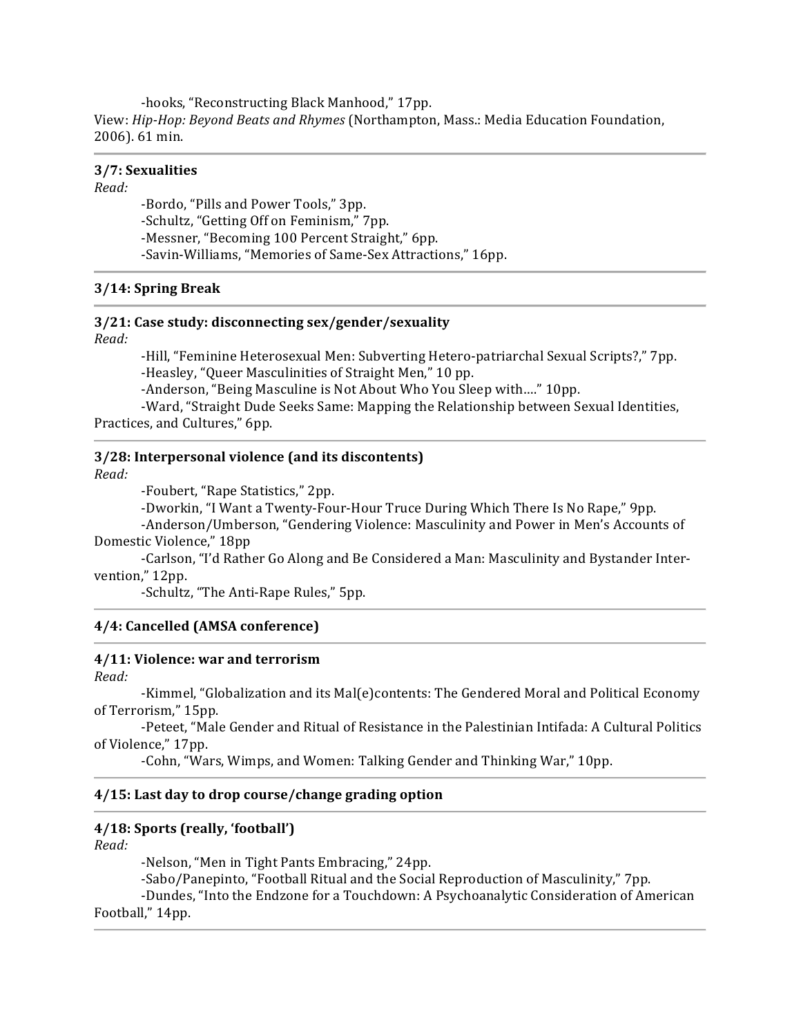-hooks, "Reconstructing Black Manhood," 17pp.

View: *Hip-Hop: Beyond Beats and Rhymes* (Northampton, Mass.: Media Education Foundation, 2006). 61 min.

---

**3/7: Sexualities**

*Read:*

-Bordo, "Pills and Power Tools," 3pp.
-Schultz, "Getting Off on Feminism," 7pp.
-Messner, "Becoming 100 Percent Straight," 6pp.
-Savin-Williams, "Memories of Same-Sex Attractions," 16pp.

---

**3/14: Spring Break**

---

**3/21: Case study: disconnecting sex/gender/sexuality**

*Read:*

-Hill, "Feminine Heterosexual Men: Subverting Hetero-patriarchal Sexual Scripts?," 7pp.
-Heasley, "Queer Masculinities of Straight Men," 10 pp.
-Anderson, "Being Masculine is Not About Who You Sleep with…." 10pp.
-Ward, "Straight Dude Seeks Same: Mapping the Relationship between Sexual Identities, Practices, and Cultures," 6pp.

---

**3/28: Interpersonal violence (and its discontents)**

*Read:*

-Foubert, "Rape Statistics," 2pp.
-Dworkin, "I Want a Twenty-Four-Hour Truce During Which There Is No Rape," 9pp.
-Anderson/Umberson, "Gendering Violence: Masculinity and Power in Men's Accounts of Domestic Violence," 18pp
-Carlson, "I'd Rather Go Along and Be Considered a Man: Masculinity and Bystander Intervention," 12pp.
-Schultz, "The Anti-Rape Rules," 5pp.

---

**4/4: Cancelled (AMSA conference)**

---

**4/11: Violence: war and terrorism**

*Read:*

-Kimmel, "Globalization and its Mal(e)contents: The Gendered Moral and Political Economy of Terrorism," 15pp.
-Peteet, "Male Gender and Ritual of Resistance in the Palestinian Intifada: A Cultural Politics of Violence," 17pp.
-Cohn, "Wars, Wimps, and Women: Talking Gender and Thinking War," 10pp.

---

**4/15: Last day to drop course/change grading option**

---

**4/18: Sports (really, 'football')**

*Read:*

-Nelson, "Men in Tight Pants Embracing," 24pp.
-Sabo/Panepinto, "Football Ritual and the Social Reproduction of Masculinity," 7pp.
-Dundes, "Into the Endzone for a Touchdown: A Psychoanalytic Consideration of American Football," 14pp.

---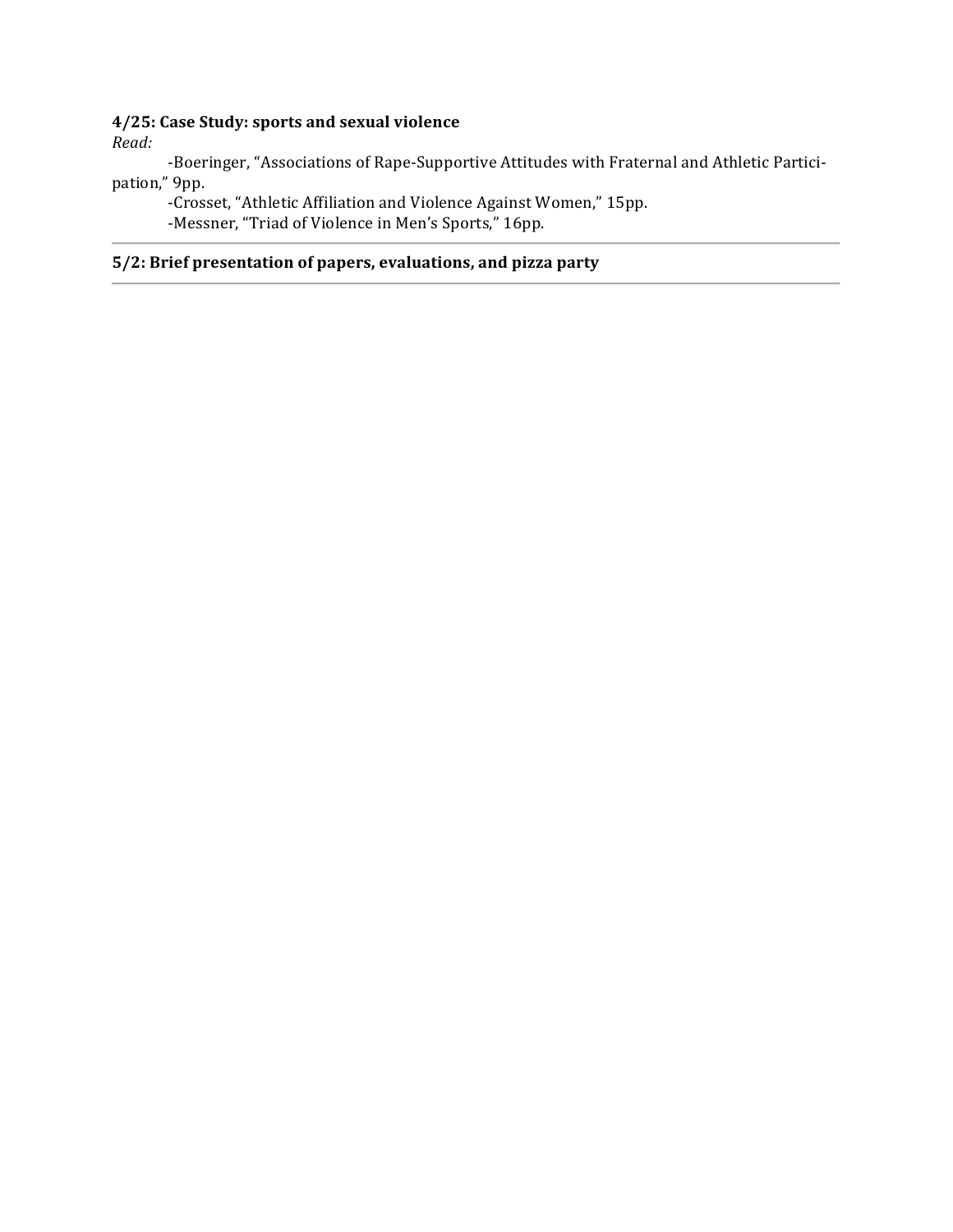**4/25: Case Study: sports and sexual violence**

*Read:*

-Boeringer, "Associations of Rape-Supportive Attitudes with Fraternal and Athletic Participation," 9pp.

-Crosset, "Athletic Affiliation and Violence Against Women," 15pp.

-Messner, "Triad of Violence in Men's Sports," 16pp.

---

**5/2: Brief presentation of papers, evaluations, and pizza party**

---